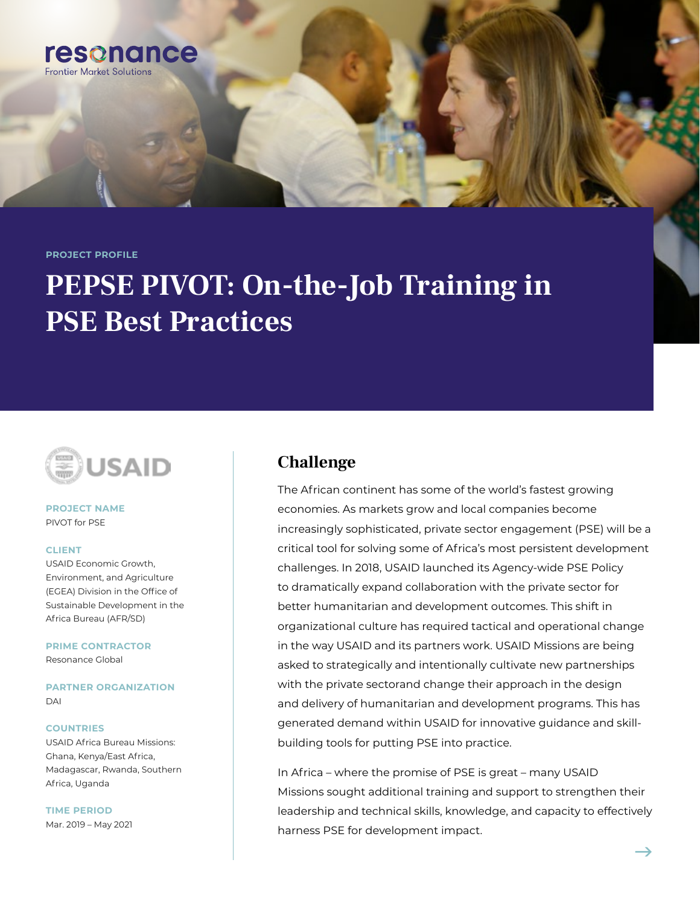resonance
Frontier Market Solutions

PROJECT PROFILE

# PEPSE PIVOT: On-the-Job Training in PSE Best Practices

USAID

**PROJECT NAME**
PIVOT for PSE

**CLIENT**
USAID Economic Growth, Environment, and Agriculture (EGEA) Division in the Office of Sustainable Development in the Africa Bureau (AFR/SD)

**PRIME CONTRACTOR**
Resonance Global

**PARTNER ORGANIZATION**
DAI

**COUNTRIES**
USAID Africa Bureau Missions: Ghana, Kenya/East Africa, Madagascar, Rwanda, Southern Africa, Uganda

**TIME PERIOD**
Mar. 2019 – May 2021

## Challenge

The African continent has some of the world's fastest growing economies. As markets grow and local companies become increasingly sophisticated, private sector engagement (PSE) will be a critical tool for solving some of Africa's most persistent development challenges. In 2018, USAID launched its Agency-wide PSE Policy to dramatically expand collaboration with the private sector for better humanitarian and development outcomes. This shift in organizational culture has required tactical and operational change in the way USAID and its partners work. USAID Missions are being asked to strategically and intentionally cultivate new partnerships with the private sectorand change their approach in the design and delivery of humanitarian and development programs. This has generated demand within USAID for innovative guidance and skill-building tools for putting PSE into practice.

In Africa – where the promise of PSE is great – many USAID Missions sought additional training and support to strengthen their leadership and technical skills, knowledge, and capacity to effectively harness PSE for development impact.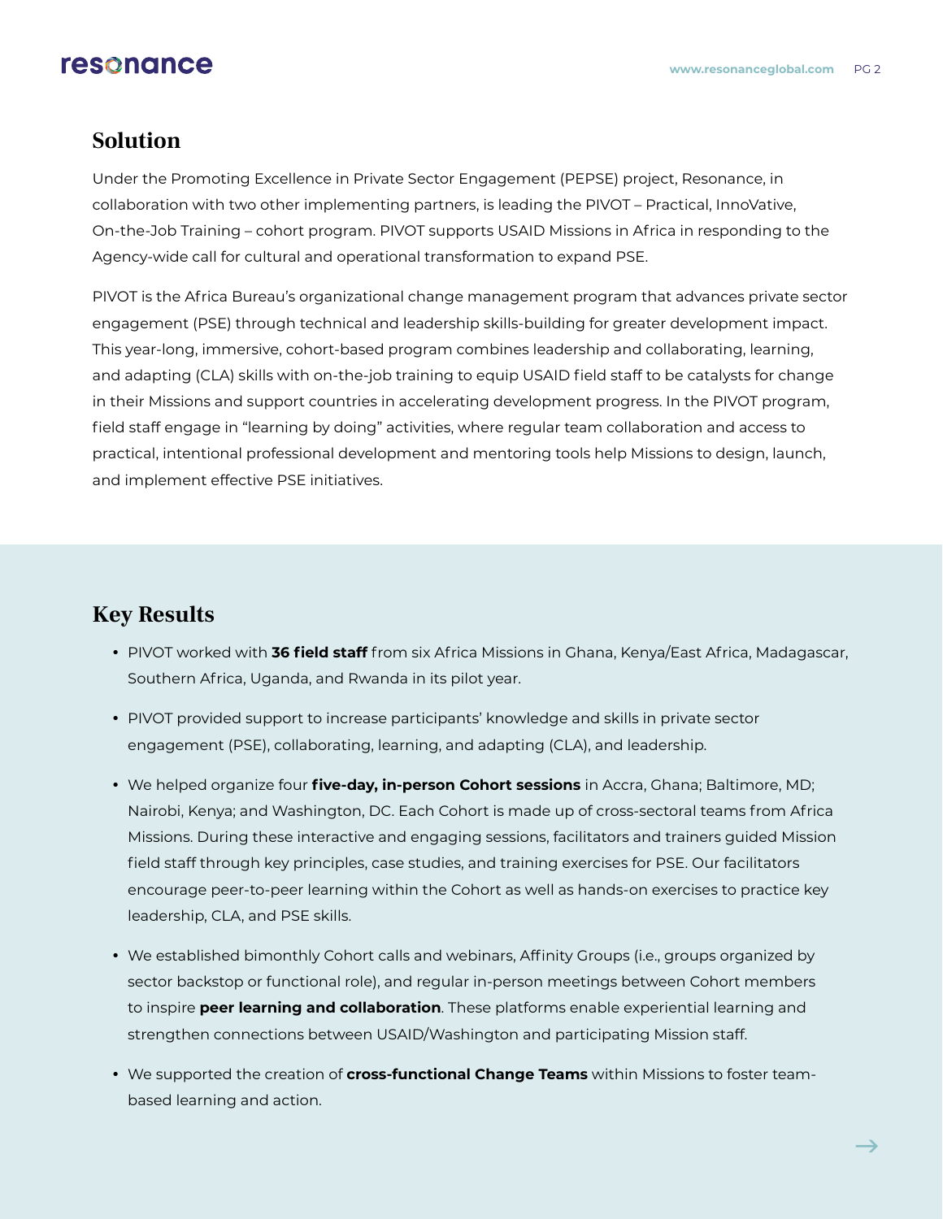## Solution

Under the Promoting Excellence in Private Sector Engagement (PEPSE) project, Resonance, in collaboration with two other implementing partners, is leading the PIVOT – Practical, InnoVative, On-the-Job Training – cohort program. PIVOT supports USAID Missions in Africa in responding to the Agency-wide call for cultural and operational transformation to expand PSE.

PIVOT is the Africa Bureau's organizational change management program that advances private sector engagement (PSE) through technical and leadership skills-building for greater development impact. This year-long, immersive, cohort-based program combines leadership and collaborating, learning, and adapting (CLA) skills with on-the-job training to equip USAID field staff to be catalysts for change in their Missions and support countries in accelerating development progress. In the PIVOT program, field staff engage in "learning by doing" activities, where regular team collaboration and access to practical, intentional professional development and mentoring tools help Missions to design, launch, and implement effective PSE initiatives.

## Key Results

- PIVOT worked with **36 field staff** from six Africa Missions in Ghana, Kenya/East Africa, Madagascar, Southern Africa, Uganda, and Rwanda in its pilot year.
- PIVOT provided support to increase participants' knowledge and skills in private sector engagement (PSE), collaborating, learning, and adapting (CLA), and leadership.
- We helped organize four **five-day, in-person Cohort sessions** in Accra, Ghana; Baltimore, MD; Nairobi, Kenya; and Washington, DC. Each Cohort is made up of cross-sectoral teams from Africa Missions. During these interactive and engaging sessions, facilitators and trainers guided Mission field staff through key principles, case studies, and training exercises for PSE. Our facilitators encourage peer-to-peer learning within the Cohort as well as hands-on exercises to practice key leadership, CLA, and PSE skills.
- We established bimonthly Cohort calls and webinars, Affinity Groups (i.e., groups organized by sector backstop or functional role), and regular in-person meetings between Cohort members to inspire **peer learning and collaboration**. These platforms enable experiential learning and strengthen connections between USAID/Washington and participating Mission staff.
- We supported the creation of **cross-functional Change Teams** within Missions to foster team-based learning and action.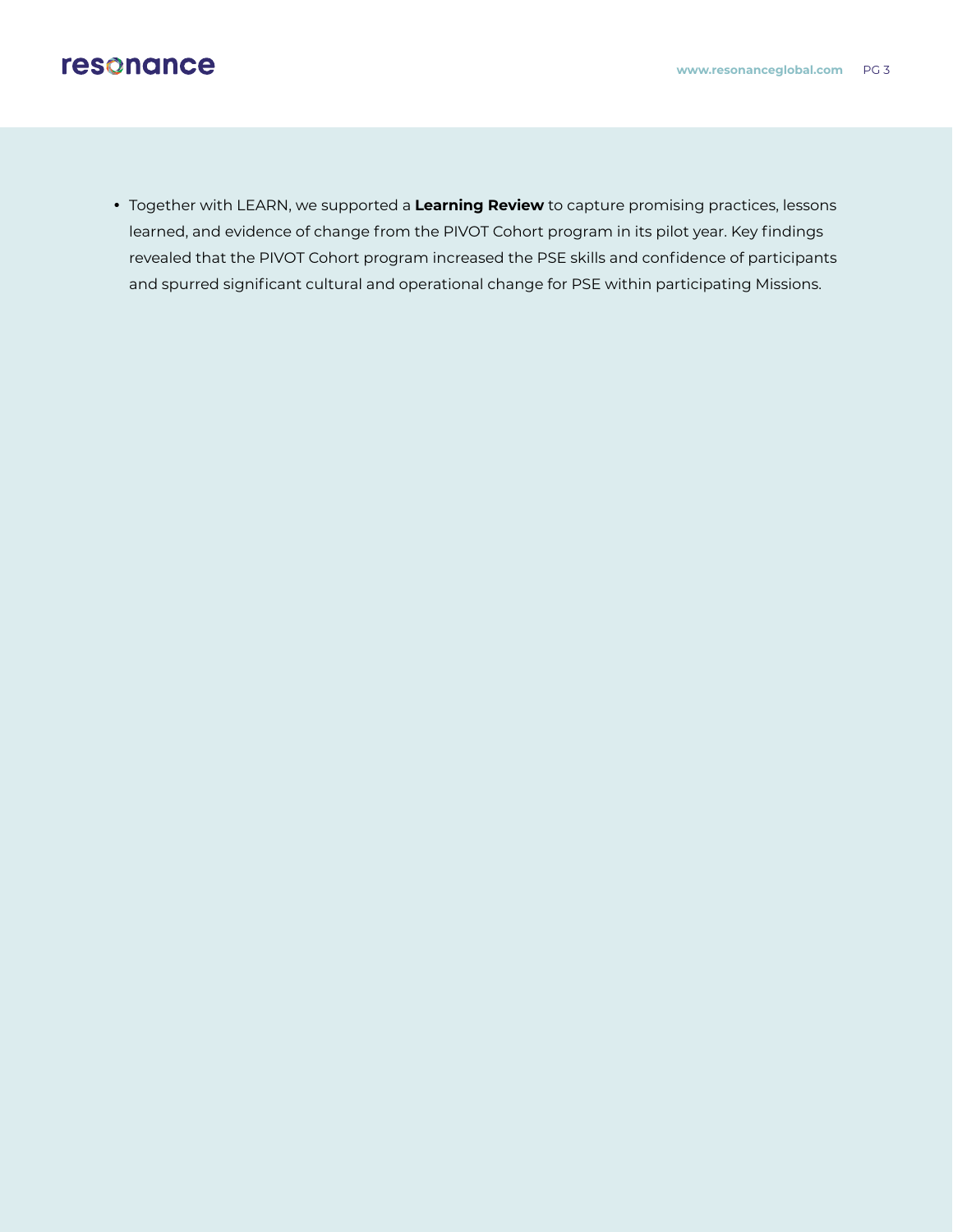- Together with LEARN, we supported a **Learning Review** to capture promising practices, lessons learned, and evidence of change from the PIVOT Cohort program in its pilot year. Key findings revealed that the PIVOT Cohort program increased the PSE skills and confidence of participants and spurred significant cultural and operational change for PSE within participating Missions.